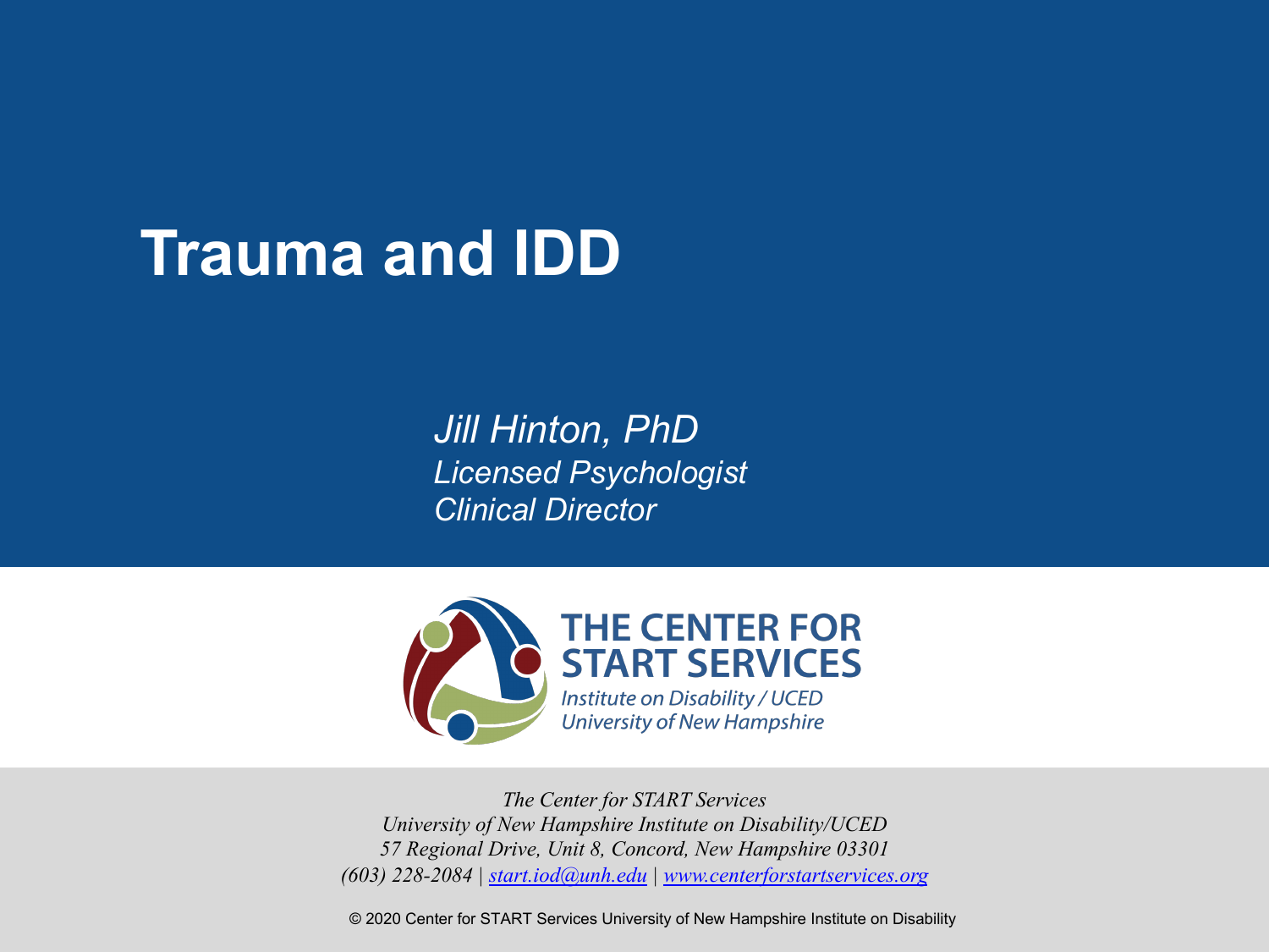# Trauma and IDD

*Jill Hinton, PhD*
*Licensed Psychologist*
*Clinical Director*

**THE CENTER FOR START SERVICES**
*Institute on Disability / UCED*
*University of New Hampshire*

*The Center for START Services*
*University of New Hampshire Institute on Disability/UCED*
*57 Regional Drive, Unit 8, Concord, New Hampshire 03301*
*(603) 228-2084 | [start.iod@unh.edu](mailto:start.iod@unh.edu) | [www.centerforstartservices.org](http://www.centerforstartservices.org)*

© 2020 Center for START Services University of New Hampshire Institute on Disability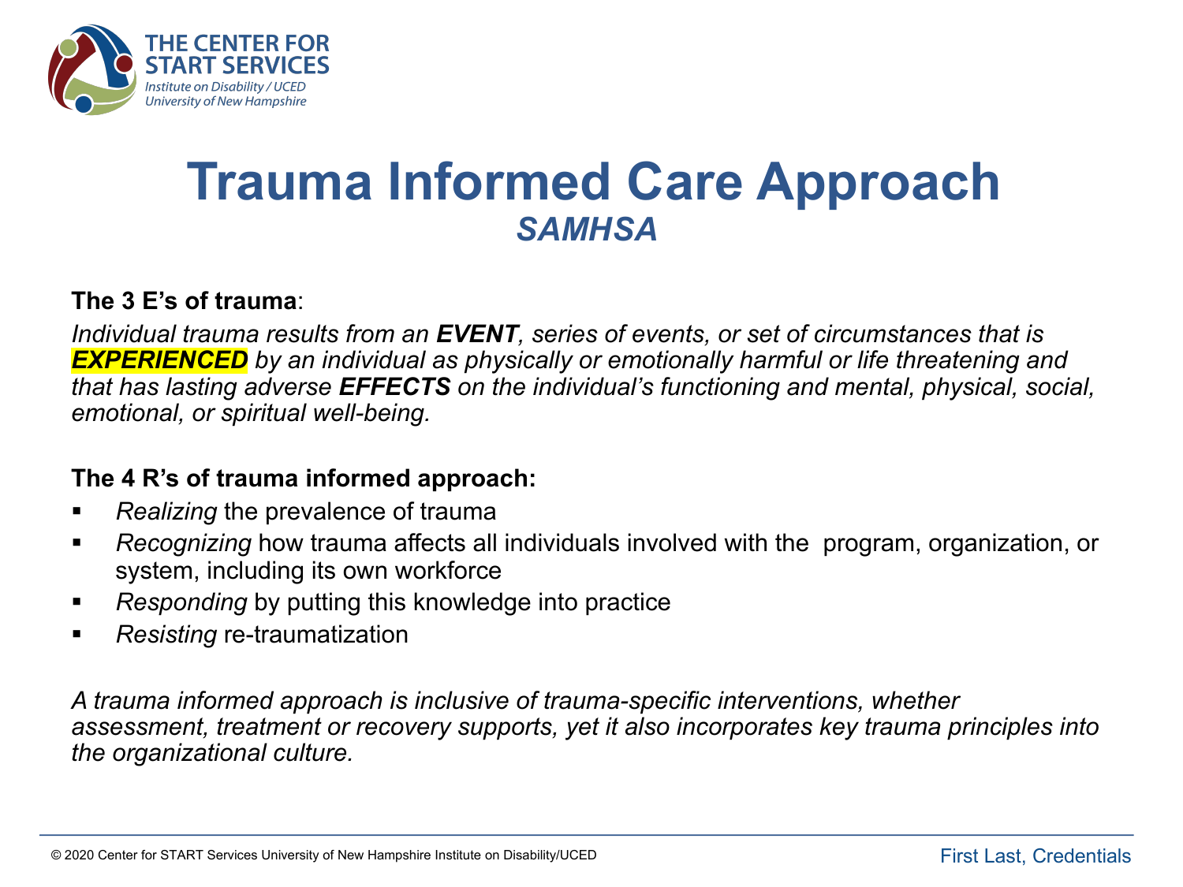# Trauma Informed Care Approach

## *SAMHSA*

**The 3 E's of trauma**:

*Individual trauma results from an **EVENT**, series of events, or set of circumstances that is **EXPERIENCED** by an individual as physically or emotionally harmful or life threatening and that has lasting adverse **EFFECTS** on the individual's functioning and mental, physical, social, emotional, or spiritual well-being.*

**The 4 R's of trauma informed approach:**

- *Realizing* the prevalence of trauma
- *Recognizing* how trauma affects all individuals involved with the program, organization, or system, including its own workforce
- *Responding* by putting this knowledge into practice
- *Resisting* re-traumatization

*A trauma informed approach is inclusive of trauma-specific interventions, whether assessment, treatment or recovery supports, yet it also incorporates key trauma principles into the organizational culture.*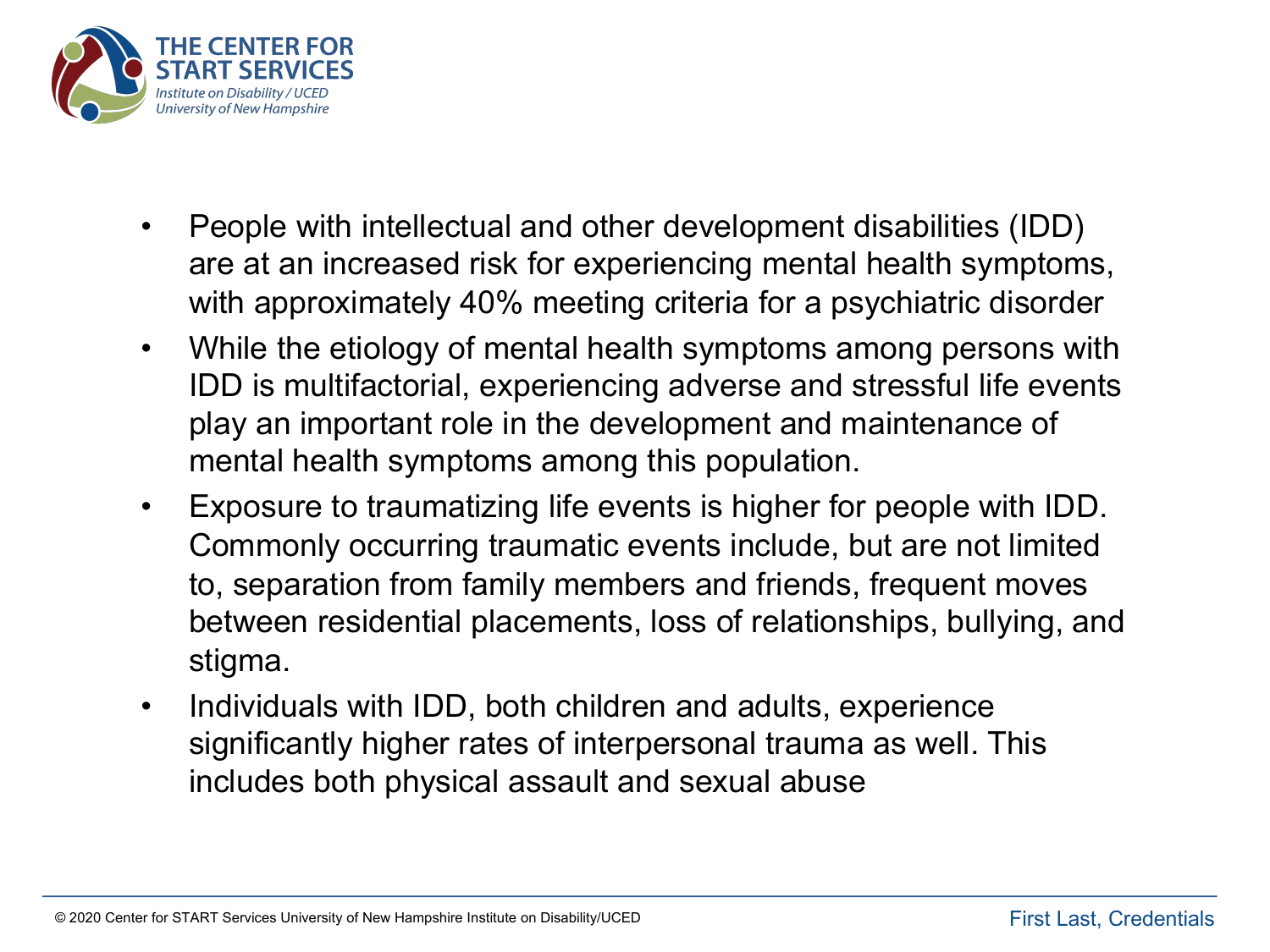- People with intellectual and other development disabilities (IDD) are at an increased risk for experiencing mental health symptoms, with approximately 40% meeting criteria for a psychiatric disorder
- While the etiology of mental health symptoms among persons with IDD is multifactorial, experiencing adverse and stressful life events play an important role in the development and maintenance of mental health symptoms among this population.
- Exposure to traumatizing life events is higher for people with IDD. Commonly occurring traumatic events include, but are not limited to, separation from family members and friends, frequent moves between residential placements, loss of relationships, bullying, and stigma.
- Individuals with IDD, both children and adults, experience significantly higher rates of interpersonal trauma as well. This includes both physical assault and sexual abuse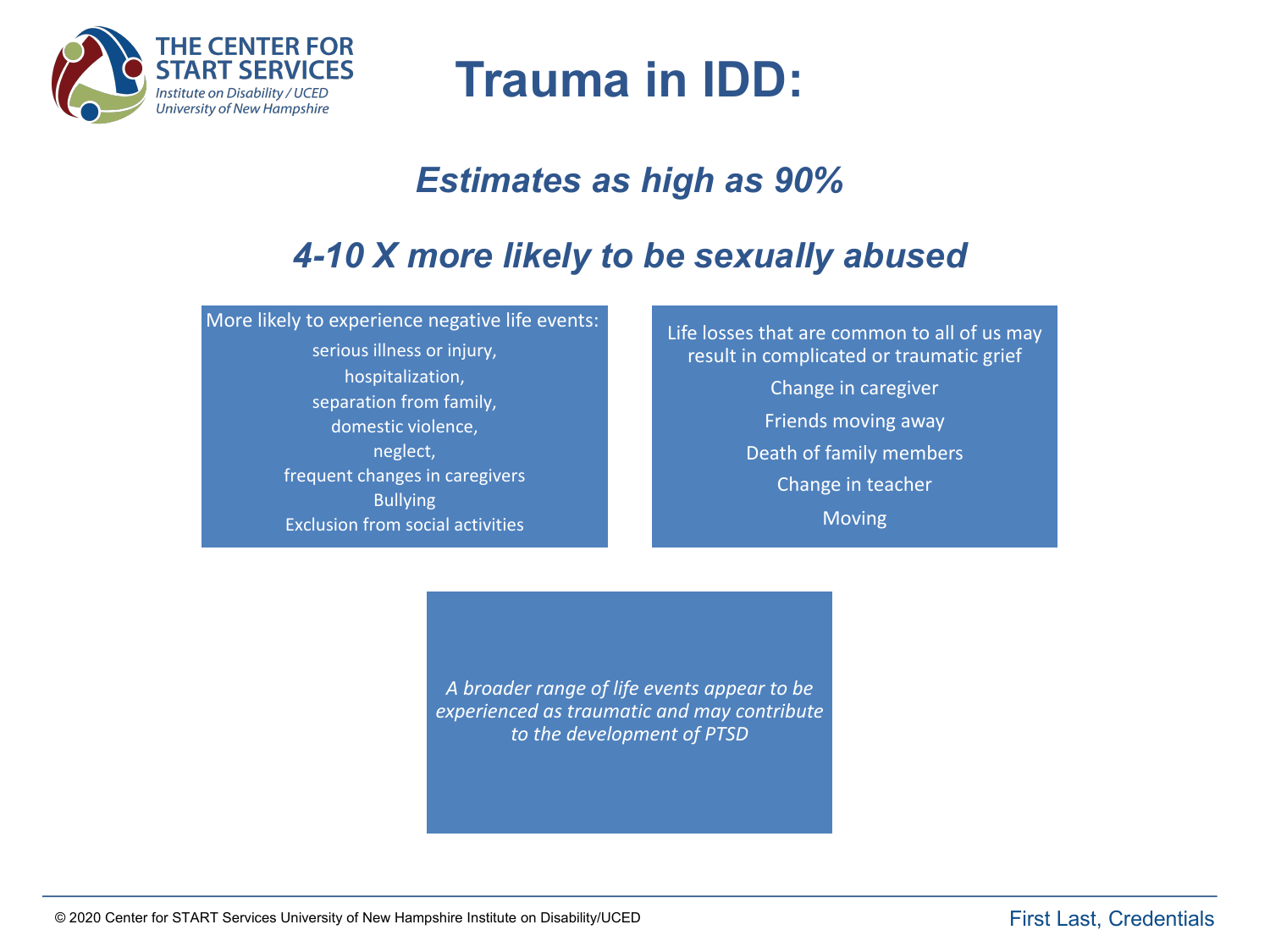# Trauma in IDD:

## *Estimates as high as 90%*

## *4-10 X more likely to be sexually abused*

More likely to experience negative life events:

- serious illness or injury,
- hospitalization,
- separation from family,
- domestic violence,
- neglect,
- frequent changes in caregivers
- Bullying
- Exclusion from social activities

Life losses that are common to all of us may result in complicated or traumatic grief

- Change in caregiver
- Friends moving away
- Death of family members
- Change in teacher
- Moving

*A broader range of life events appear to be experienced as traumatic and may contribute to the development of PTSD*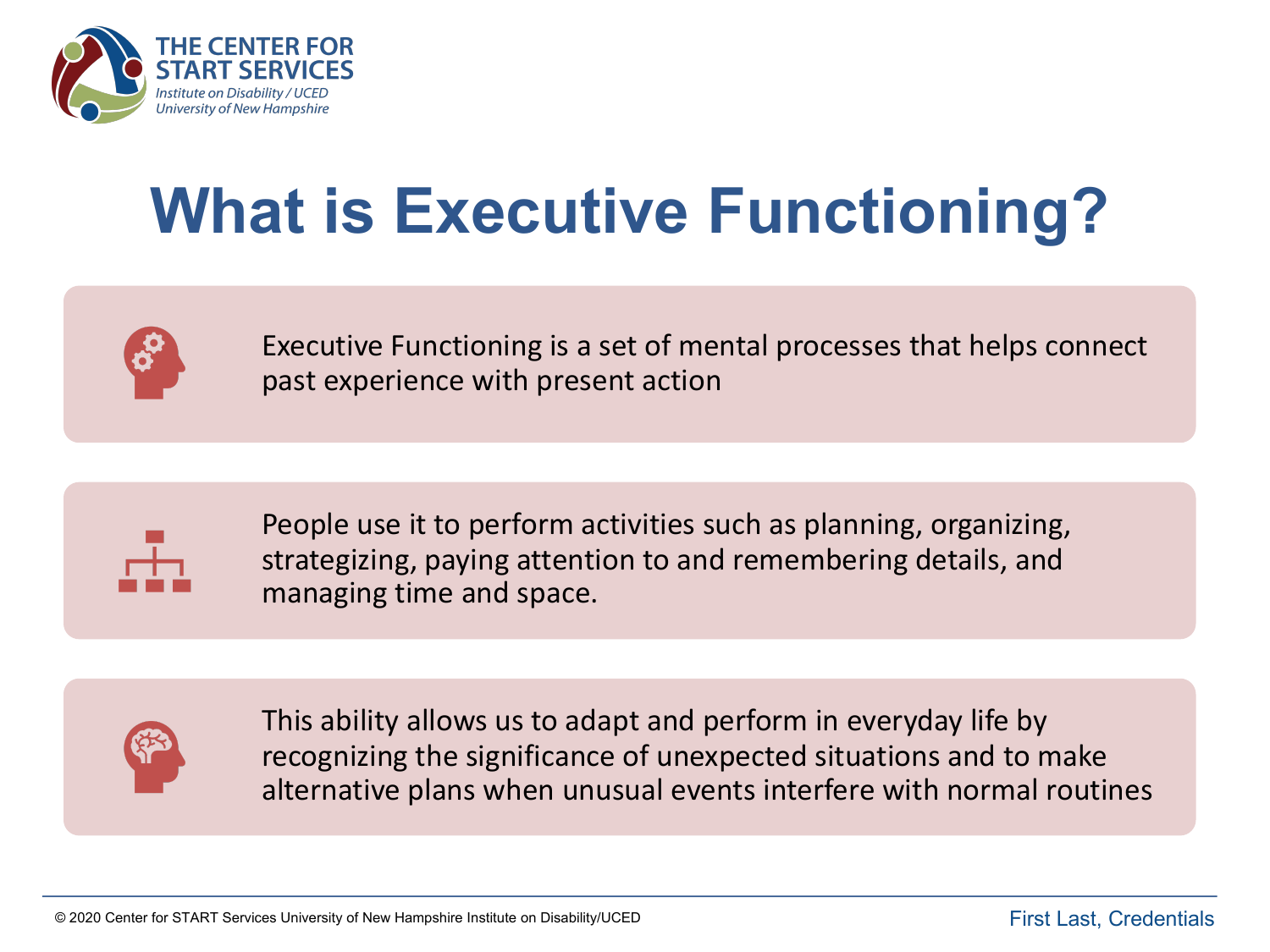# What is Executive Functioning?

Executive Functioning is a set of mental processes that helps connect past experience with present action

People use it to perform activities such as planning, organizing, strategizing, paying attention to and remembering details, and managing time and space.

This ability allows us to adapt and perform in everyday life by recognizing the significance of unexpected situations and to make alternative plans when unusual events interfere with normal routines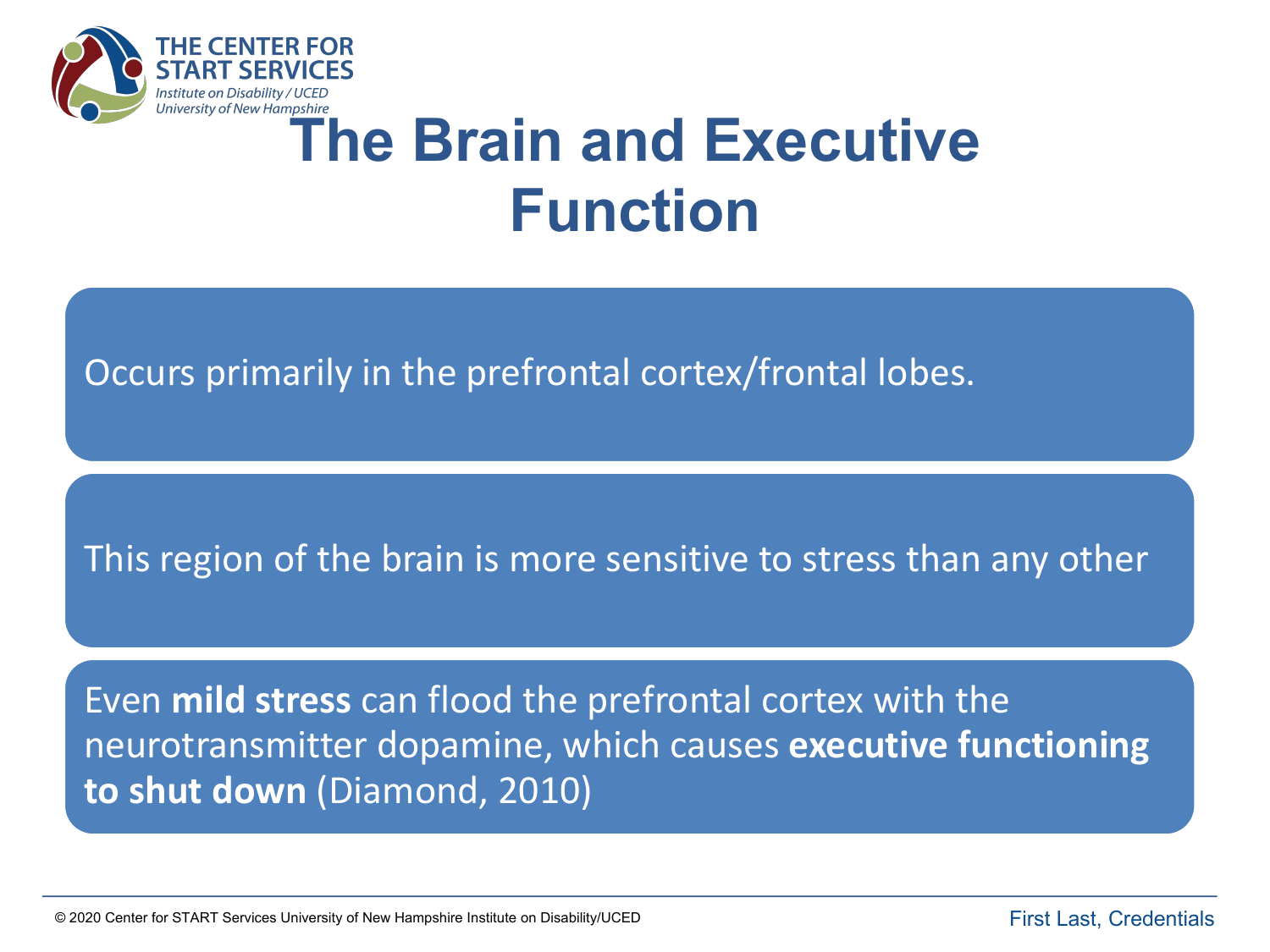# The Brain and Executive Function

Occurs primarily in the prefrontal cortex/frontal lobes.

This region of the brain is more sensitive to stress than any other

Even **mild stress** can flood the prefrontal cortex with the neurotransmitter dopamine, which causes **executive functioning to shut down** (Diamond, 2010)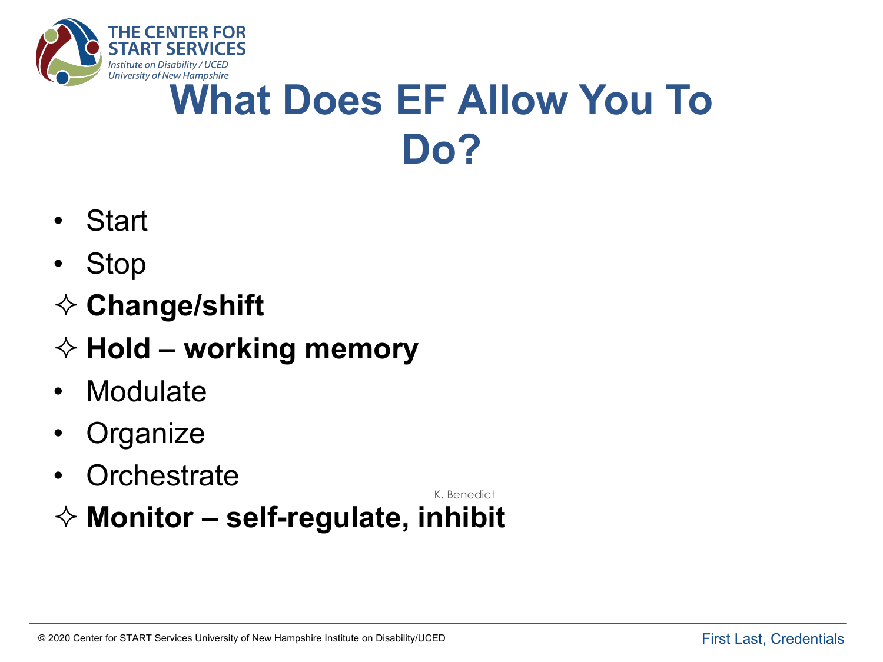# What Does EF Allow You To Do?

- Start
- Stop
- ✧ **Change/shift**
- ✧ **Hold – working memory**
- Modulate
- Organize
- Orchestrate
- ✧ **Monitor – self-regulate, inhibit**

K. Benedict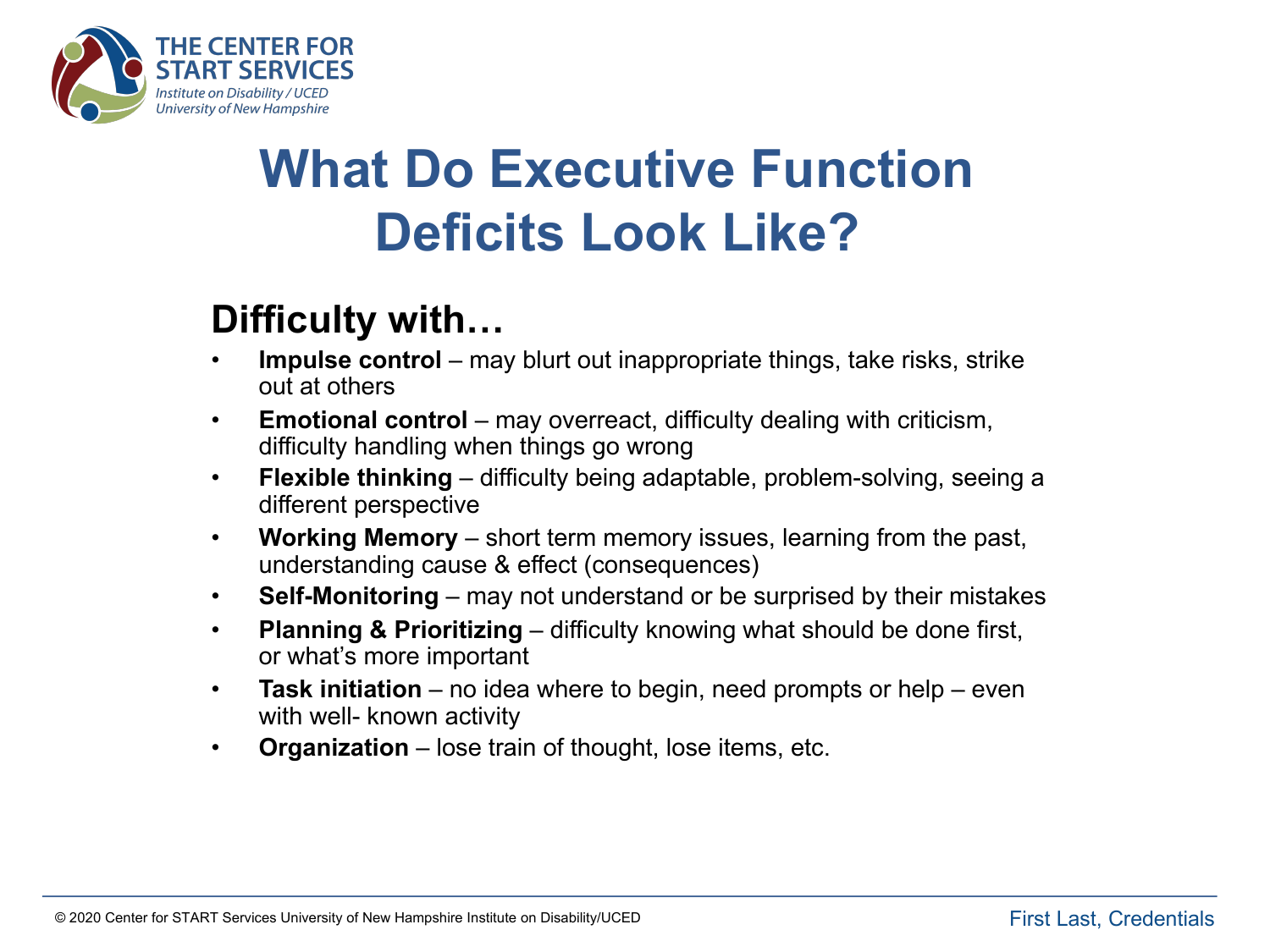# What Do Executive Function Deficits Look Like?

## Difficulty with…

- **Impulse control** – may blurt out inappropriate things, take risks, strike out at others
- **Emotional control** – may overreact, difficulty dealing with criticism, difficulty handling when things go wrong
- **Flexible thinking** – difficulty being adaptable, problem-solving, seeing a different perspective
- **Working Memory** – short term memory issues, learning from the past, understanding cause & effect (consequences)
- **Self-Monitoring** – may not understand or be surprised by their mistakes
- **Planning & Prioritizing** – difficulty knowing what should be done first, or what's more important
- **Task initiation** – no idea where to begin, need prompts or help – even with well- known activity
- **Organization** – lose train of thought, lose items, etc.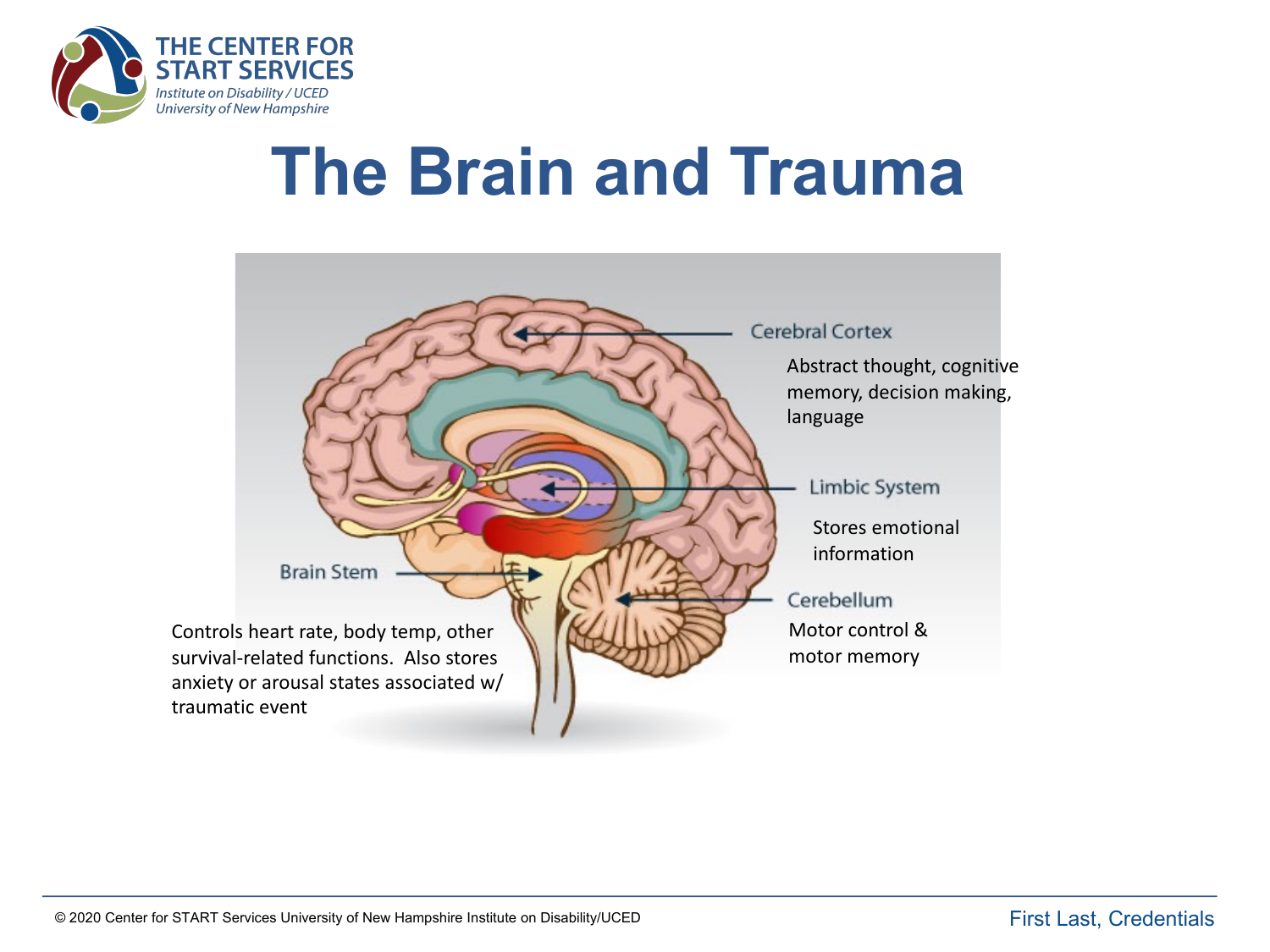# The Brain and Trauma

Cerebral Cortex

Abstract thought, cognitive memory, decision making, language

Limbic System

Stores emotional information

Cerebellum

Motor control & motor memory

Brain Stem

Controls heart rate, body temp, other survival-related functions. Also stores anxiety or arousal states associated w/ traumatic event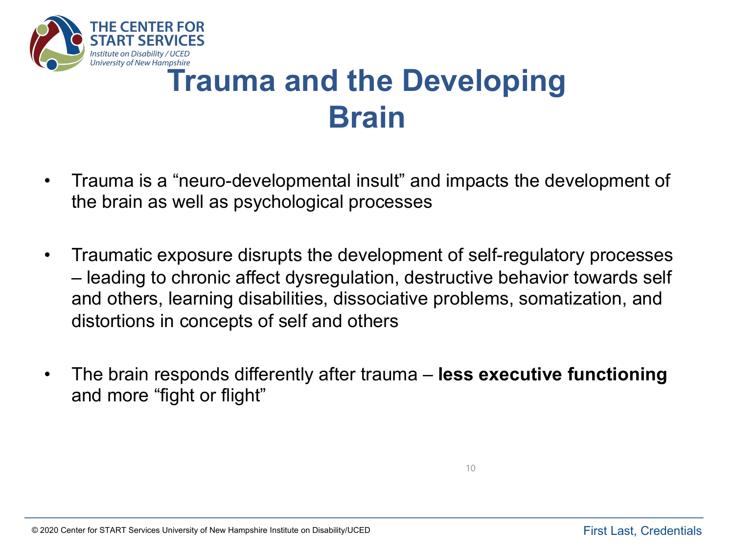# Trauma and the Developing Brain

- Trauma is a “neuro-developmental insult” and impacts the development of the brain as well as psychological processes
- Traumatic exposure disrupts the development of self-regulatory processes – leading to chronic affect dysregulation, destructive behavior towards self and others, learning disabilities, dissociative problems, somatization, and distortions in concepts of self and others
- The brain responds differently after trauma – **less executive functioning** and more “fight or flight”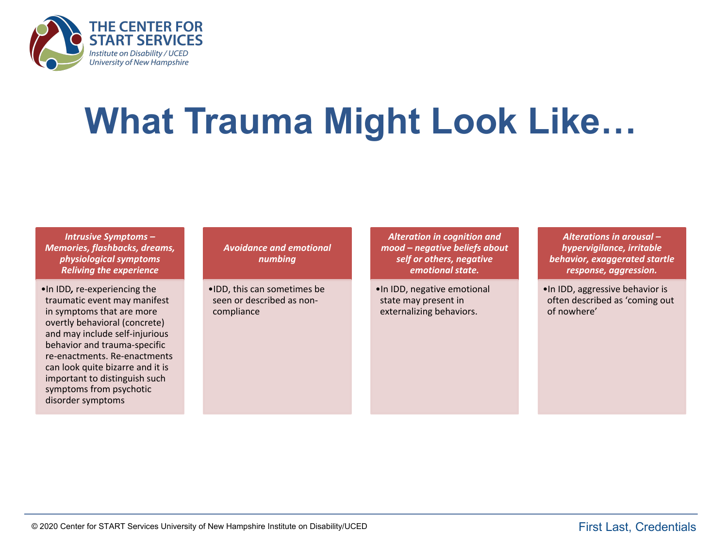# What Trauma Might Look Like…

***Intrusive Symptoms – Memories, flashbacks, dreams, physiological symptoms Reliving the experience***

- In IDD*,* re-experiencing the traumatic event may manifest in symptoms that are more overtly behavioral (concrete) and may include self-injurious behavior and trauma-specific re-enactments. Re-enactments can look quite bizarre and it is important to distinguish such symptoms from psychotic disorder symptoms

***Avoidance and emotional numbing***

- IDD, this can sometimes be seen or described as non-compliance

***Alteration in cognition and mood – negative beliefs about self or others, negative emotional state.***

- In IDD, negative emotional state may present in externalizing behaviors.

***Alterations in arousal – hypervigilance, irritable behavior, exaggerated startle response, aggression.***

- In IDD, aggressive behavior is often described as 'coming out of nowhere'

© 2020 Center for START Services University of New Hampshire Institute on Disability/UCED

First Last, Credentials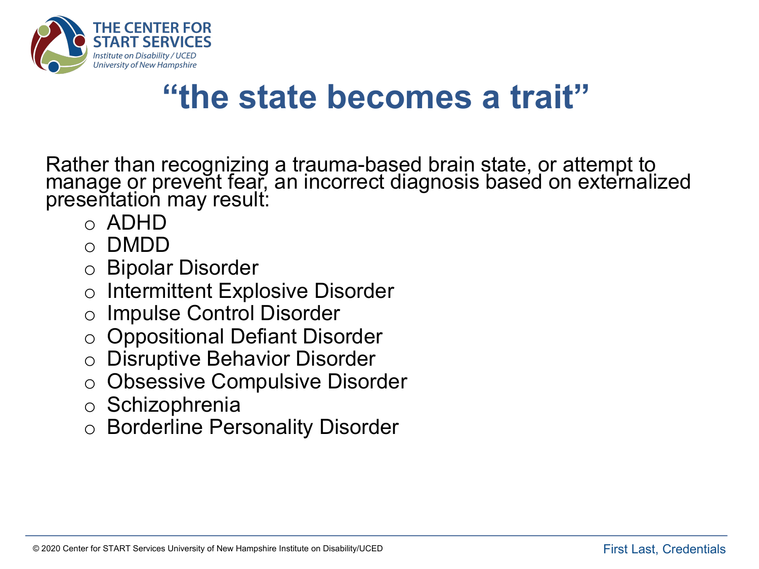# “the state becomes a trait”

Rather than recognizing a trauma-based brain state, or attempt to manage or prevent fear, an incorrect diagnosis based on externalized presentation may result:

- ADHD
- DMDD
- Bipolar Disorder
- Intermittent Explosive Disorder
- Impulse Control Disorder
- Oppositional Defiant Disorder
- Disruptive Behavior Disorder
- Obsessive Compulsive Disorder
- Schizophrenia
- Borderline Personality Disorder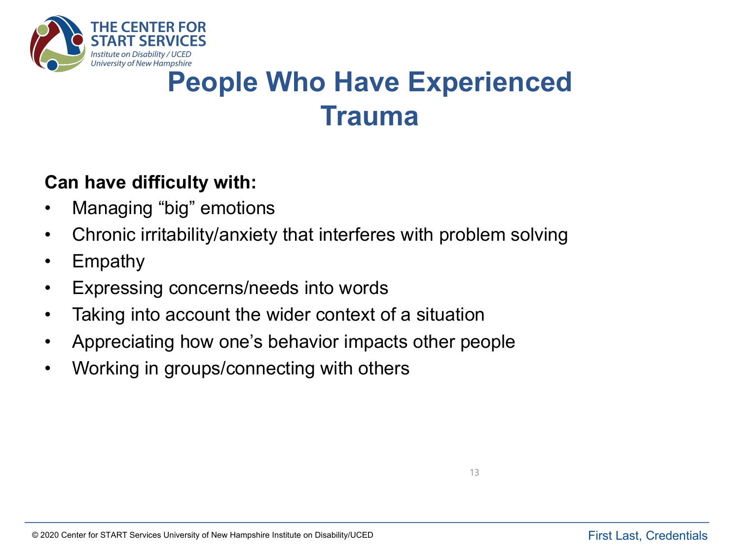# People Who Have Experienced Trauma

**Can have difficulty with:**

- Managing “big” emotions
- Chronic irritability/anxiety that interferes with problem solving
- Empathy
- Expressing concerns/needs into words
- Taking into account the wider context of a situation
- Appreciating how one’s behavior impacts other people
- Working in groups/connecting with others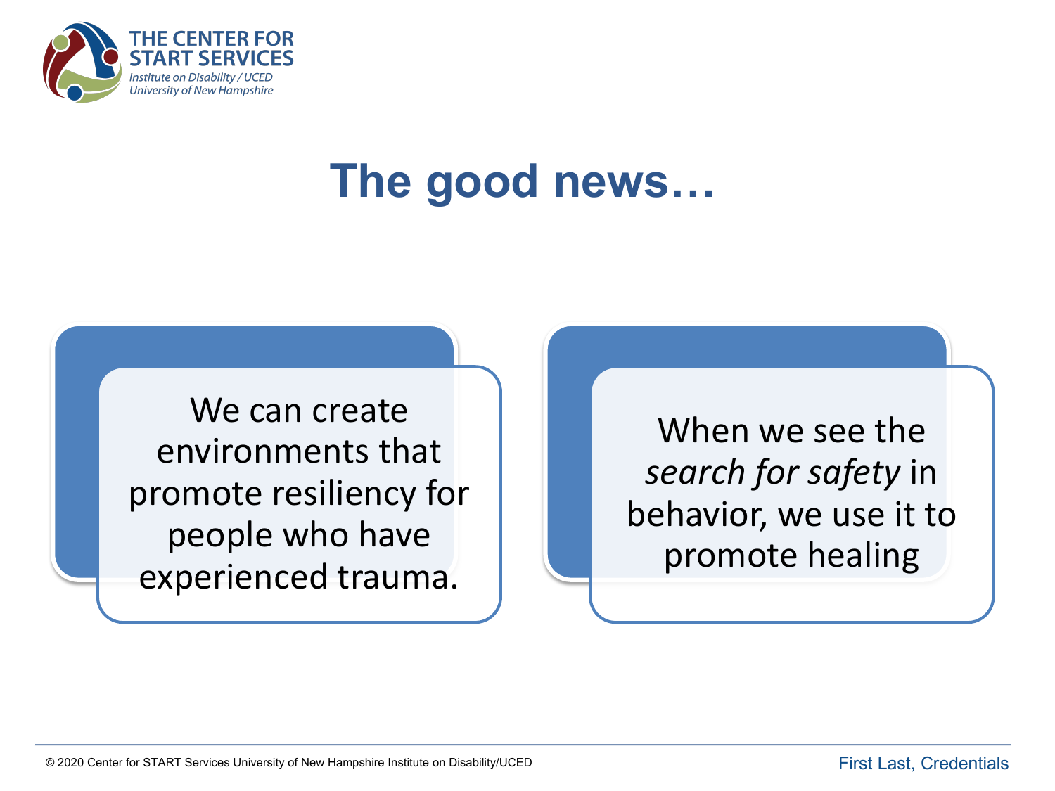# The good news…

We can create environments that promote resiliency for people who have experienced trauma.

When we see the *search for safety* in behavior, we use it to promote healing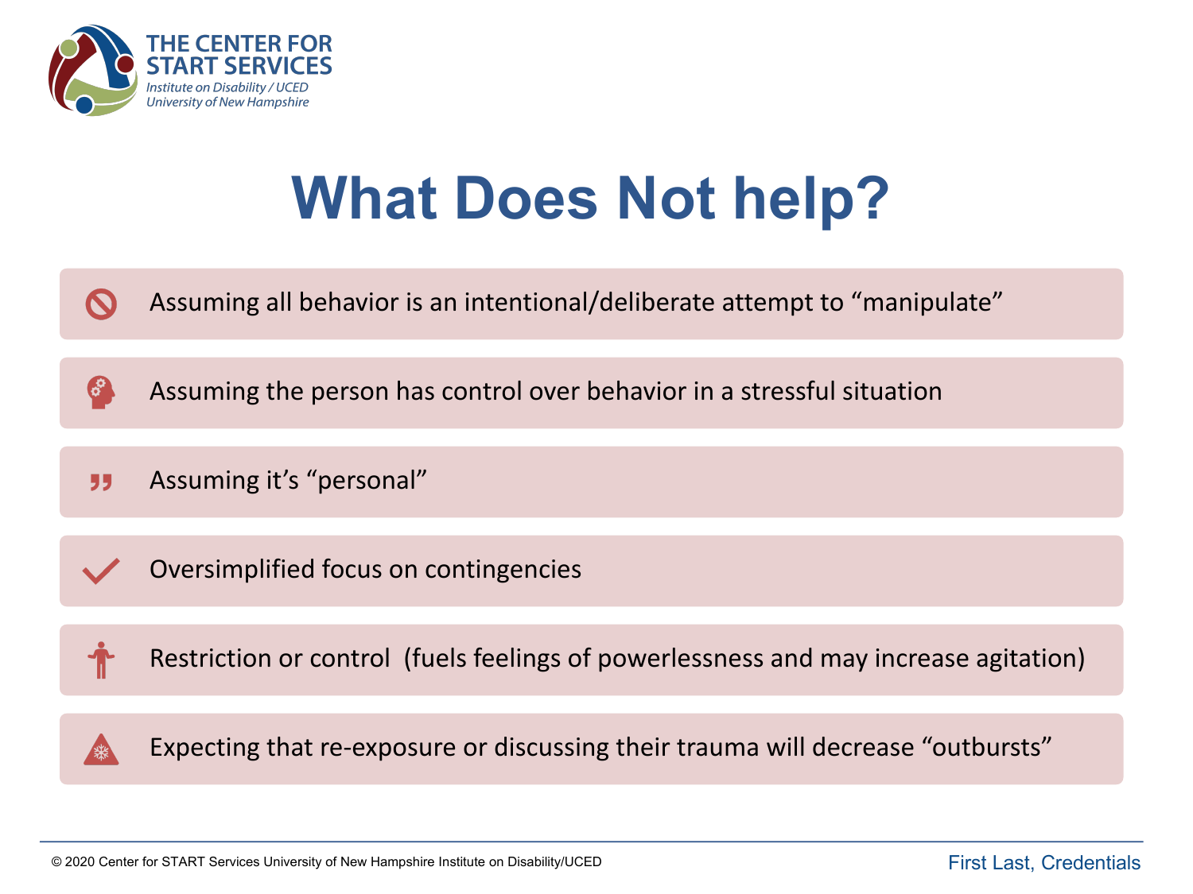# What Does Not help?

- Assuming all behavior is an intentional/deliberate attempt to “manipulate”
- Assuming the person has control over behavior in a stressful situation
- Assuming it’s “personal”
- Oversimplified focus on contingencies
- Restriction or control (fuels feelings of powerlessness and may increase agitation)
- Expecting that re-exposure or discussing their trauma will decrease “outbursts”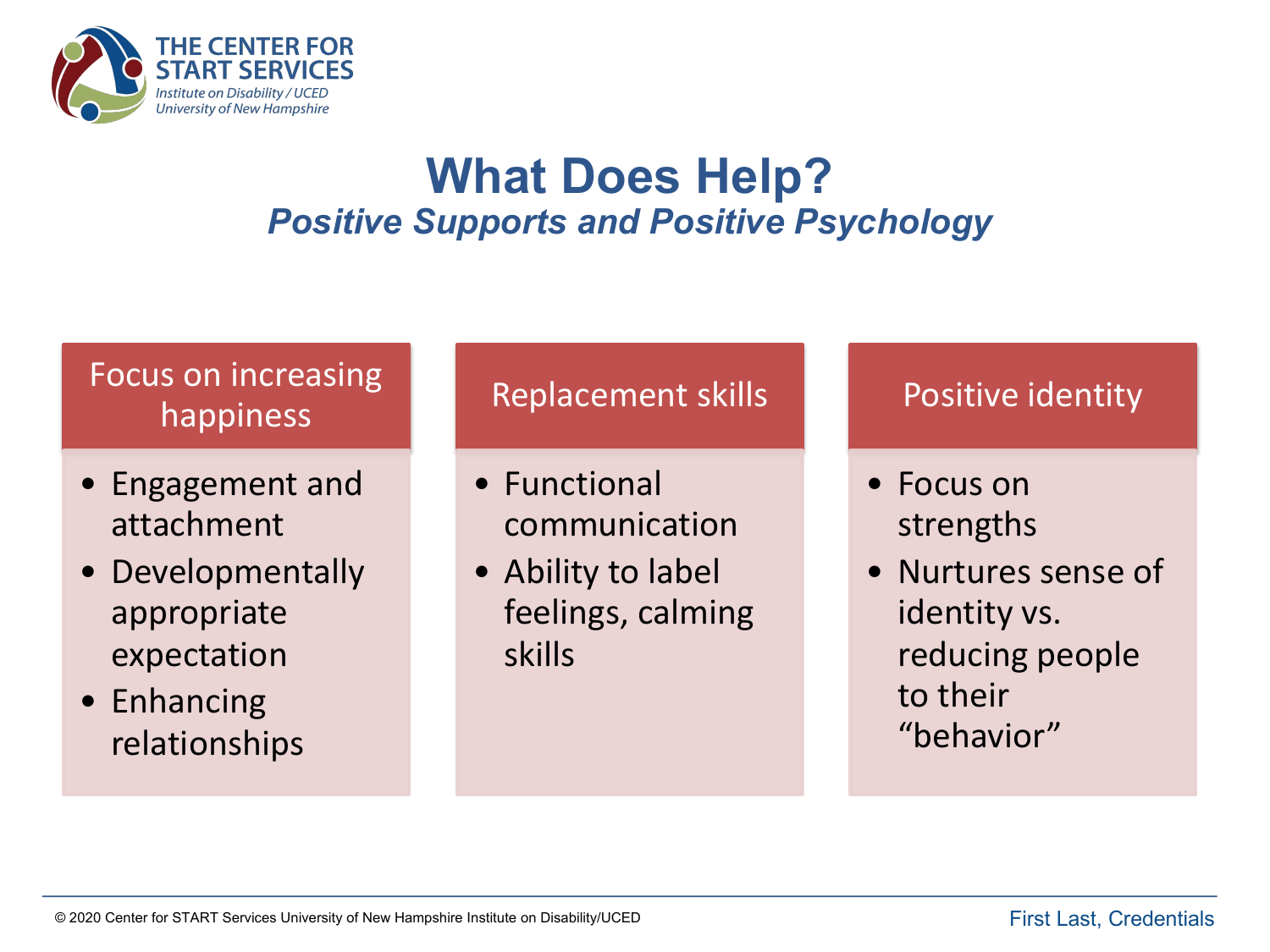# What Does Help?

## *Positive Supports and Positive Psychology*

### Focus on increasing happiness

- Engagement and attachment
- Developmentally appropriate expectation
- Enhancing relationships

### Replacement skills

- Functional communication
- Ability to label feelings, calming skills

### Positive identity

- Focus on strengths
- Nurtures sense of identity vs. reducing people to their "behavior"